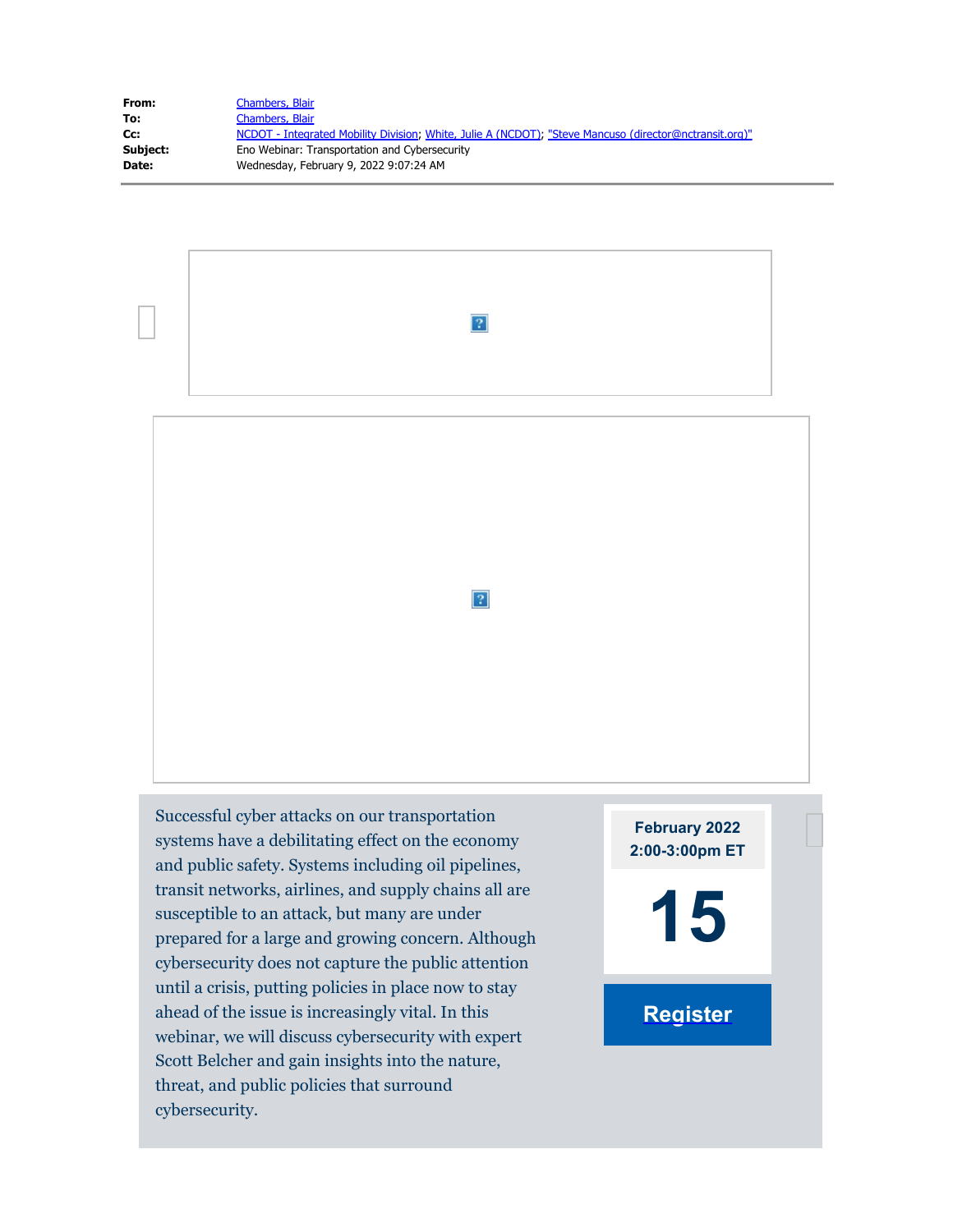**From:** Chambers, Blair
**To:** Chambers, Blair
**Cc:** NCDOT - Integrated Mobility Division; White, Julie A (NCDOT); "Steve Mancuso (director@nctransit.org)"
**Subject:** Eno Webinar: Transportation and Cybersecurity
**Date:** Wednesday, February 9, 2022 9:07:24 AM

---

Successful cyber attacks on our transportation systems have a debilitating effect on the economy and public safety. Systems including oil pipelines, transit networks, airlines, and supply chains all are susceptible to an attack, but many are under prepared for a large and growing concern. Although cybersecurity does not capture the public attention until a crisis, putting policies in place now to stay ahead of the issue is increasingly vital. In this webinar, we will discuss cybersecurity with expert Scott Belcher and gain insights into the nature, threat, and public policies that surround cybersecurity.

**February 2022**
**2:00-3:00pm ET**

**15**

**Register**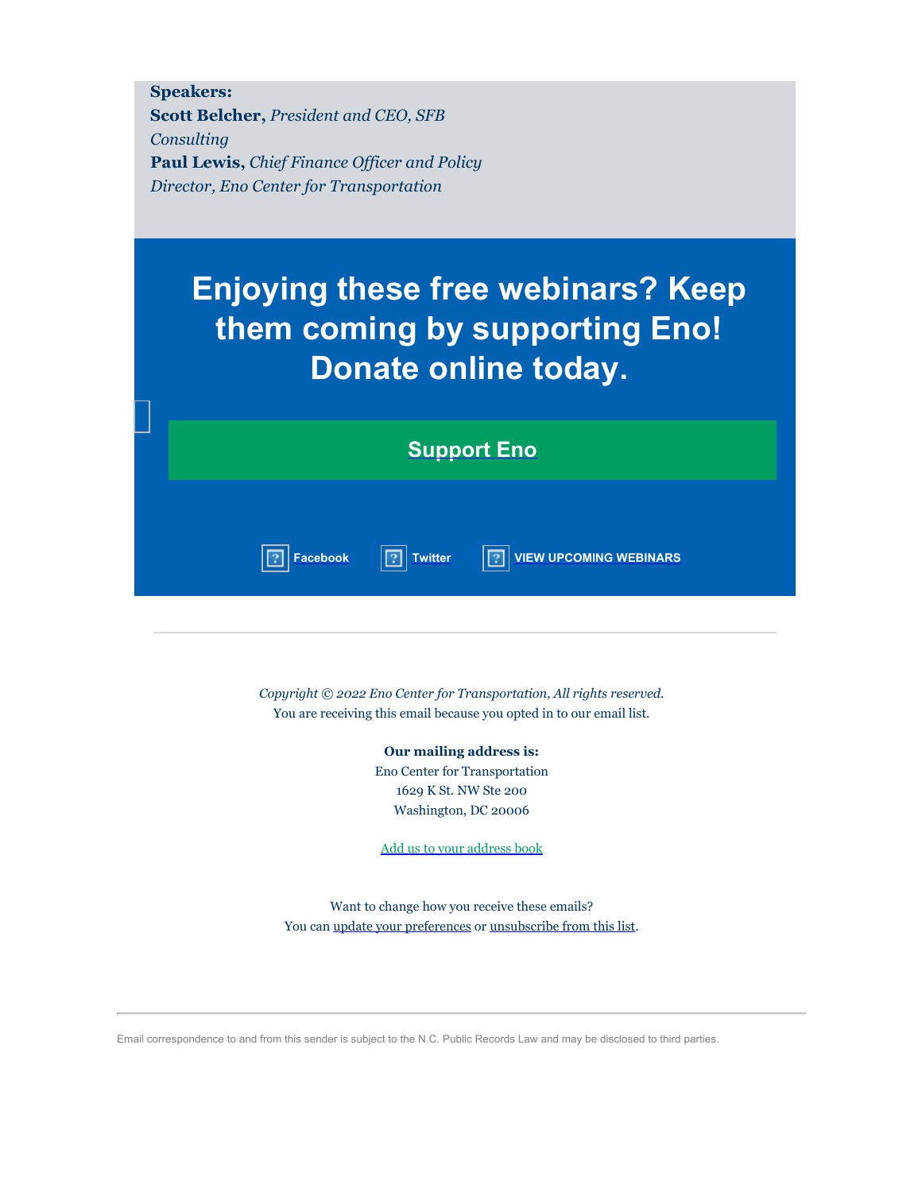**Speakers:**
**Scott Belcher,** *President and CEO, SFB Consulting*
**Paul Lewis,** *Chief Finance Officer and Policy Director, Eno Center for Transportation*

## Enjoying these free webinars? Keep them coming by supporting Eno! Donate online today.

**Support Eno**

Facebook Twitter VIEW UPCOMING WEBINARS

---

*Copyright © 2022 Eno Center for Transportation, All rights reserved.*
You are receiving this email because you opted in to our email list.

**Our mailing address is:**
Eno Center for Transportation
1629 K St. NW Ste 200
Washington, DC 20006

Add us to your address book

Want to change how you receive these emails?
You can update your preferences or unsubscribe from this list.

---

Email correspondence to and from this sender is subject to the N.C. Public Records Law and may be disclosed to third parties.